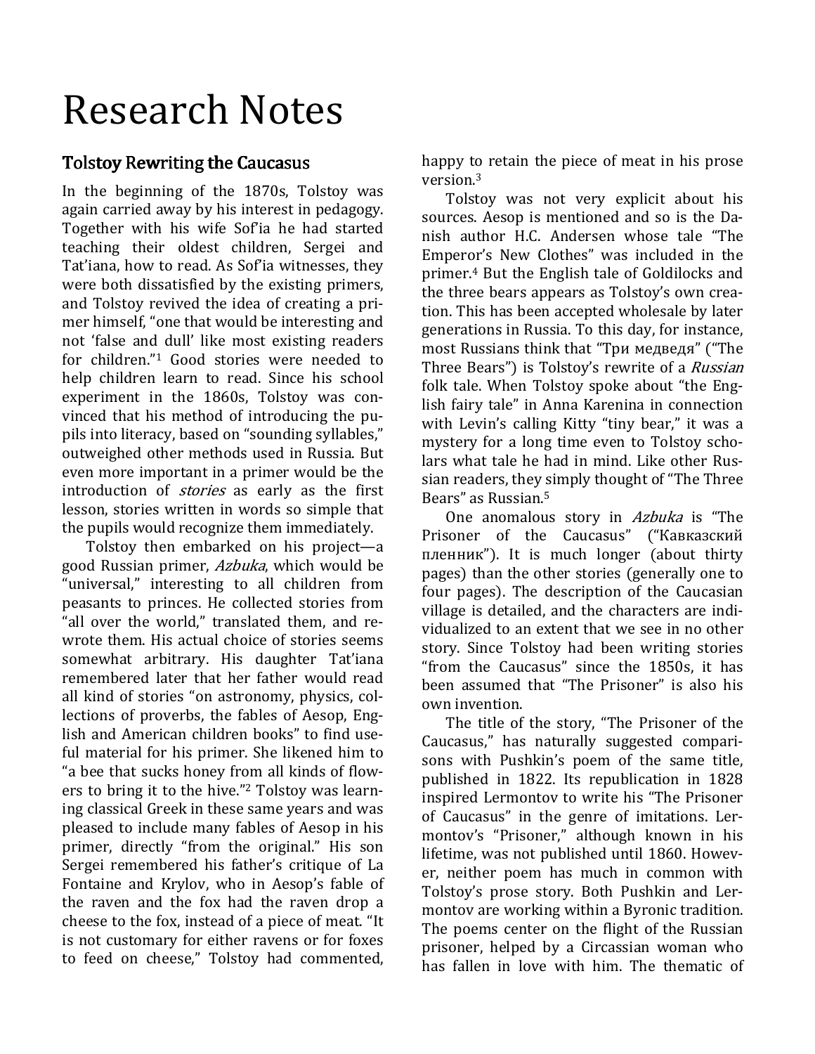# Research Notes

## Tolstoy Rewriting the Caucasus

In the beginning of the 1870s, Tolstoy was again carried away by his interest in pedagogy. Together with his wife Sof'ia he had started teaching their oldest children, Sergei and Tat'iana, how to read. As Sof'ia witnesses, they were both dissatisfied by the existing primers, and Tolstoy revived the idea of creating a primer himself, "one that would be interesting and not 'false and dull' like most existing readers for children."[1] Good stories were needed to help children learn to read. Since his school experiment in the 1860s, Tolstoy was convinced that his method of introducing the pupils into literacy, based on "sounding syllables," outweighed other methods used in Russia. But even more important in a primer would be the introduction of *stories* as early as the first lesson, stories written in words so simple that the pupils would recognize them immediately.

Tolstoy then embarked on his project—a good Russian primer, *Azbuka*, which would be "universal," interesting to all children from peasants to princes. He collected stories from "all over the world," translated them, and rewrote them. His actual choice of stories seems somewhat arbitrary. His daughter Tat'iana remembered later that her father would read all kind of stories "on astronomy, physics, collections of proverbs, the fables of Aesop, English and American children books" to find useful material for his primer. She likened him to "a bee that sucks honey from all kinds of flowers to bring it to the hive."[2] Tolstoy was learning classical Greek in these same years and was pleased to include many fables of Aesop in his primer, directly "from the original." His son Sergei remembered his father's critique of La Fontaine and Krylov, who in Aesop's fable of the raven and the fox had the raven drop a cheese to the fox, instead of a piece of meat. "It is not customary for either ravens or for foxes to feed on cheese," Tolstoy had commented, happy to retain the piece of meat in his prose version.[3]

Tolstoy was not very explicit about his sources. Aesop is mentioned and so is the Danish author H.C. Andersen whose tale "The Emperor's New Clothes" was included in the primer.[4] But the English tale of Goldilocks and the three bears appears as Tolstoy's own creation. This has been accepted wholesale by later generations in Russia. To this day, for instance, most Russians think that "Три медведя" ("The Three Bears") is Tolstoy's rewrite of a *Russian* folk tale. When Tolstoy spoke about "the English fairy tale" in Anna Karenina in connection with Levin's calling Kitty "tiny bear," it was a mystery for a long time even to Tolstoy scholars what tale he had in mind. Like other Russian readers, they simply thought of "The Three Bears" as Russian.[5]

One anomalous story in *Azbuka* is "The Prisoner of the Caucasus" ("Кавказский пленник"). It is much longer (about thirty pages) than the other stories (generally one to four pages). The description of the Caucasian village is detailed, and the characters are individualized to an extent that we see in no other story. Since Tolstoy had been writing stories "from the Caucasus" since the 1850s, it has been assumed that "The Prisoner" is also his own invention.

The title of the story, "The Prisoner of the Caucasus," has naturally suggested comparisons with Pushkin's poem of the same title, published in 1822. Its republication in 1828 inspired Lermontov to write his "The Prisoner of Caucasus" in the genre of imitations. Lermontov's "Prisoner," although known in his lifetime, was not published until 1860. However, neither poem has much in common with Tolstoy's prose story. Both Pushkin and Lermontov are working within a Byronic tradition. The poems center on the flight of the Russian prisoner, helped by a Circassian woman who has fallen in love with him. The thematic of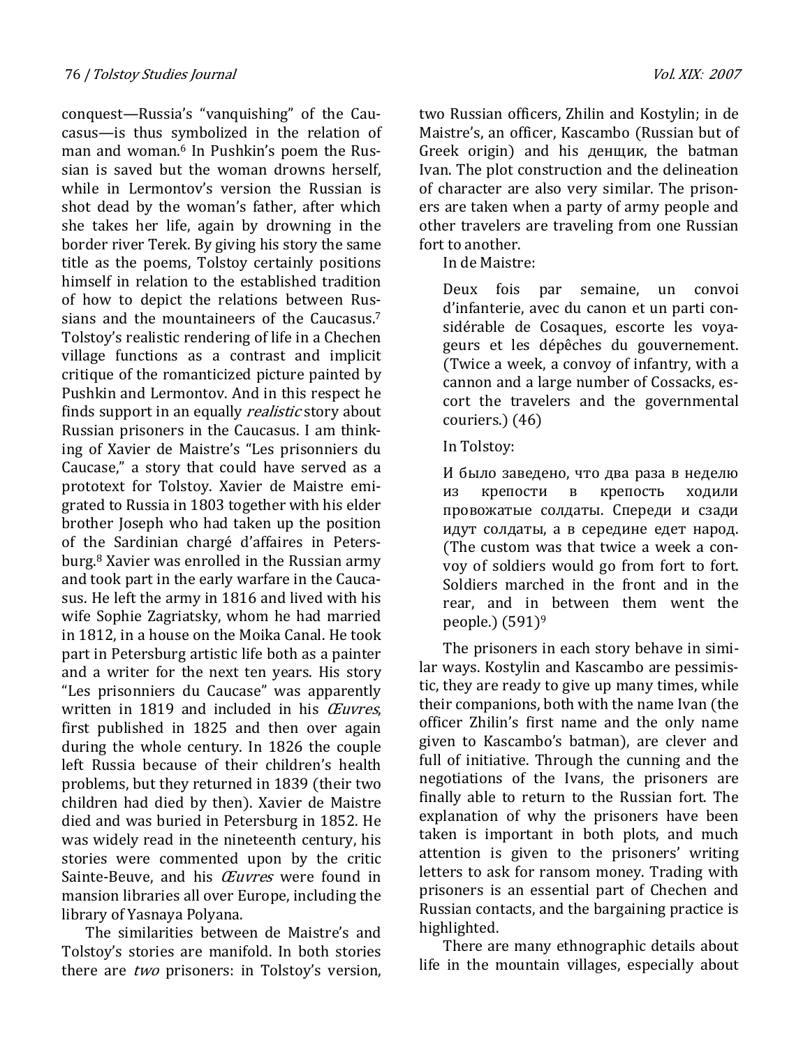conquest—Russia's "vanquishing" of the Caucasus—is thus symbolized in the relation of man and woman.[6] In Pushkin's poem the Russian is saved but the woman drowns herself, while in Lermontov's version the Russian is shot dead by the woman's father, after which she takes her life, again by drowning in the border river Terek. By giving his story the same title as the poems, Tolstoy certainly positions himself in relation to the established tradition of how to depict the relations between Russians and the mountaineers of the Caucasus.[7] Tolstoy's realistic rendering of life in a Chechen village functions as a contrast and implicit critique of the romanticized picture painted by Pushkin and Lermontov. And in this respect he finds support in an equally *realistic* story about Russian prisoners in the Caucasus. I am thinking of Xavier de Maistre's "Les prisonniers du Caucase," a story that could have served as a prototext for Tolstoy. Xavier de Maistre emigrated to Russia in 1803 together with his elder brother Joseph who had taken up the position of the Sardinian chargé d'affaires in Petersburg.[8] Xavier was enrolled in the Russian army and took part in the early warfare in the Caucasus. He left the army in 1816 and lived with his wife Sophie Zagriatsky, whom he had married in 1812, in a house on the Moika Canal. He took part in Petersburg artistic life both as a painter and a writer for the next ten years. His story "Les prisonniers du Caucase" was apparently written in 1819 and included in his *Œuvres*, first published in 1825 and then over again during the whole century. In 1826 the couple left Russia because of their children's health problems, but they returned in 1839 (their two children had died by then). Xavier de Maistre died and was buried in Petersburg in 1852. He was widely read in the nineteenth century, his stories were commented upon by the critic Sainte-Beuve, and his *Œuvres* were found in mansion libraries all over Europe, including the library of Yasnaya Polyana.

The similarities between de Maistre's and Tolstoy's stories are manifold. In both stories there are *two* prisoners: in Tolstoy's version, two Russian officers, Zhilin and Kostylin; in de Maistre's, an officer, Kascambo (Russian but of Greek origin) and his денщик, the batman Ivan. The plot construction and the delineation of character are also very similar. The prisoners are taken when a party of army people and other travelers are traveling from one Russian fort to another.

In de Maistre:

> Deux fois par semaine, un convoi d'infanterie, avec du canon et un parti considérable de Cosaques, escorte les voyageurs et les dépêches du gouvernement. (Twice a week, a convoy of infantry, with a cannon and a large number of Cossacks, escort the travelers and the governmental couriers.) (46)

In Tolstoy:

> И было заведено, что два раза в неделю из крепости в крепость ходили провожатые солдаты. Спереди и сзади идут солдаты, а в середине едет народ. (The custom was that twice a week a convoy of soldiers would go from fort to fort. Soldiers marched in the front and in the rear, and in between them went the people.) (591)[9]

The prisoners in each story behave in similar ways. Kostylin and Kascambo are pessimistic, they are ready to give up many times, while their companions, both with the name Ivan (the officer Zhilin's first name and the only name given to Kascambo's batman), are clever and full of initiative. Through the cunning and the negotiations of the Ivans, the prisoners are finally able to return to the Russian fort. The explanation of why the prisoners have been taken is important in both plots, and much attention is given to the prisoners' writing letters to ask for ransom money. Trading with prisoners is an essential part of Chechen and Russian contacts, and the bargaining practice is highlighted.

There are many ethnographic details about life in the mountain villages, especially about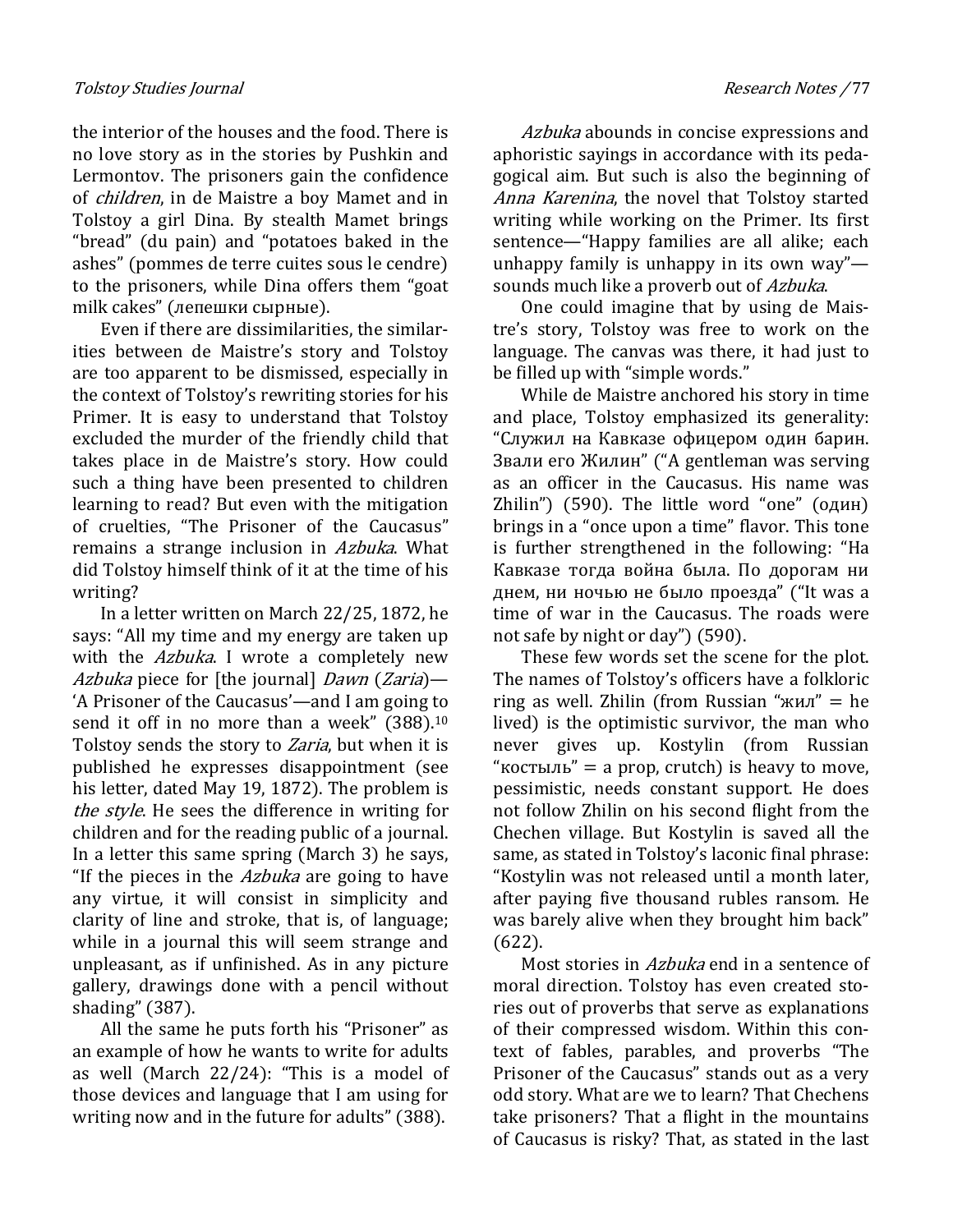the interior of the houses and the food. There is no love story as in the stories by Pushkin and Lermontov. The prisoners gain the confidence of *children*, in de Maistre a boy Mamet and in Tolstoy a girl Dina. By stealth Mamet brings "bread" (du pain) and "potatoes baked in the ashes" (pommes de terre cuites sous le cendre) to the prisoners, while Dina offers them "goat milk cakes" (лепешки сырные).

Even if there are dissimilarities, the similarities between de Maistre's story and Tolstoy are too apparent to be dismissed, especially in the context of Tolstoy's rewriting stories for his Primer. It is easy to understand that Tolstoy excluded the murder of the friendly child that takes place in de Maistre's story. How could such a thing have been presented to children learning to read? But even with the mitigation of cruelties, "The Prisoner of the Caucasus" remains a strange inclusion in *Azbuka*. What did Tolstoy himself think of it at the time of his writing?

In a letter written on March 22/25, 1872, he says: "All my time and my energy are taken up with the *Azbuka*. I wrote a completely new *Azbuka* piece for [the journal] *Dawn* (*Zaria*)—'A Prisoner of the Caucasus'—and I am going to send it off in no more than a week" (388).[10] Tolstoy sends the story to *Zaria*, but when it is published he expresses disappointment (see his letter, dated May 19, 1872). The problem is *the style*. He sees the difference in writing for children and for the reading public of a journal. In a letter this same spring (March 3) he says, "If the pieces in the *Azbuka* are going to have any virtue, it will consist in simplicity and clarity of line and stroke, that is, of language; while in a journal this will seem strange and unpleasant, as if unfinished. As in any picture gallery, drawings done with a pencil without shading" (387).

All the same he puts forth his "Prisoner" as an example of how he wants to write for adults as well (March 22/24): "This is a model of those devices and language that I am using for writing now and in the future for adults" (388).

*Azbuka* abounds in concise expressions and aphoristic sayings in accordance with its pedagogical aim. But such is also the beginning of *Anna Karenina*, the novel that Tolstoy started writing while working on the Primer. Its first sentence—"Happy families are all alike; each unhappy family is unhappy in its own way"—sounds much like a proverb out of *Azbuka*.

One could imagine that by using de Maistre's story, Tolstoy was free to work on the language. The canvas was there, it had just to be filled up with "simple words."

While de Maistre anchored his story in time and place, Tolstoy emphasized its generality: "Служил на Кавказе офицером один барин. Звали его Жилин" ("A gentleman was serving as an officer in the Caucasus. His name was Zhilin") (590). The little word "one" (один) brings in a "once upon a time" flavor. This tone is further strengthened in the following: "На Кавказе тогда война была. По дорогам ни днем, ни ночью не было проезда" ("It was a time of war in the Caucasus. The roads were not safe by night or day") (590).

These few words set the scene for the plot. The names of Tolstoy's officers have a folkloric ring as well. Zhilin (from Russian "жил" = he lived) is the optimistic survivor, the man who never gives up. Kostylin (from Russian "костыль" = a prop, crutch) is heavy to move, pessimistic, needs constant support. He does not follow Zhilin on his second flight from the Chechen village. But Kostylin is saved all the same, as stated in Tolstoy's laconic final phrase: "Kostylin was not released until a month later, after paying five thousand rubles ransom. He was barely alive when they brought him back" (622).

Most stories in *Azbuka* end in a sentence of moral direction. Tolstoy has even created stories out of proverbs that serve as explanations of their compressed wisdom. Within this context of fables, parables, and proverbs "The Prisoner of the Caucasus" stands out as a very odd story. What are we to learn? That Chechens take prisoners? That a flight in the mountains of Caucasus is risky? That, as stated in the last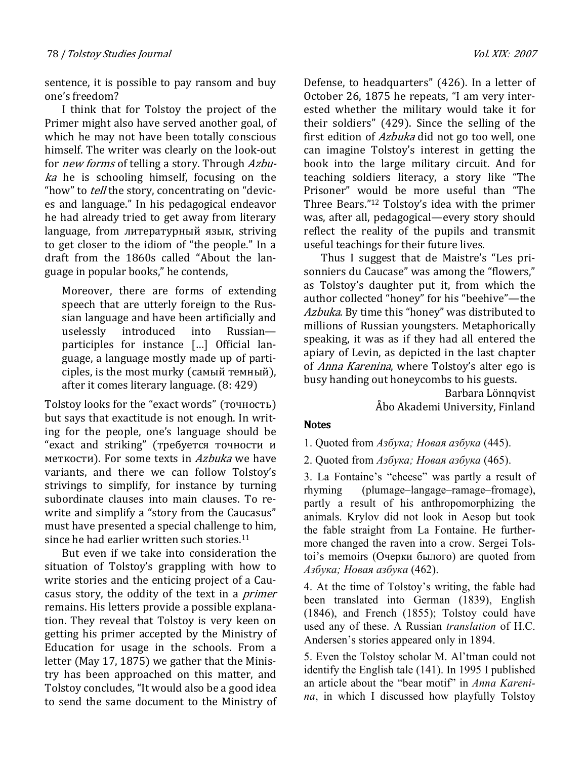sentence, it is possible to pay ransom and buy one's freedom?

I think that for Tolstoy the project of the Primer might also have served another goal, of which he may not have been totally conscious himself. The writer was clearly on the look-out for *new forms* of telling a story. Through *Azbuka* he is schooling himself, focusing on the "how" to *tell* the story, concentrating on "devices and language." In his pedagogical endeavor he had already tried to get away from literary language, from литературный язык, striving to get closer to the idiom of "the people." In a draft from the 1860s called "About the language in popular books," he contends,

> Moreover, there are forms of extending speech that are utterly foreign to the Russian language and have been artificially and uselessly introduced into Russian—participles for instance [...] Official language, a language mostly made up of participles, is the most murky (самый темный), after it comes literary language. (8: 429)

Tolstoy looks for the "exact words" (точность) but says that exactitude is not enough. In writing for the people, one's language should be "exact and striking" (требуется точности и меткости). For some texts in *Azbuka* we have variants, and there we can follow Tolstoy's strivings to simplify, for instance by turning subordinate clauses into main clauses. To rewrite and simplify a "story from the Caucasus" must have presented a special challenge to him, since he had earlier written such stories.[11]

But even if we take into consideration the situation of Tolstoy's grappling with how to write stories and the enticing project of a Caucasus story, the oddity of the text in a *primer* remains. His letters provide a possible explanation. They reveal that Tolstoy is very keen on getting his primer accepted by the Ministry of Education for usage in the schools. From a letter (May 17, 1875) we gather that the Ministry has been approached on this matter, and Tolstoy concludes, "It would also be a good idea to send the same document to the Ministry of Defense, to headquarters" (426). In a letter of October 26, 1875 he repeats, "I am very interested whether the military would take it for their soldiers" (429). Since the selling of the first edition of *Azbuka* did not go too well, one can imagine Tolstoy's interest in getting the book into the large military circuit. And for teaching soldiers literacy, a story like "The Prisoner" would be more useful than "The Three Bears."[12] Tolstoy's idea with the primer was, after all, pedagogical—every story should reflect the reality of the pupils and transmit useful teachings for their future lives.

Thus I suggest that de Maistre's "Les prisonniers du Caucase" was among the "flowers," as Tolstoy's daughter put it, from which the author collected "honey" for his "beehive"—the *Azbuka*. By time this "honey" was distributed to millions of Russian youngsters. Metaphorically speaking, it was as if they had all entered the apiary of Levin, as depicted in the last chapter of *Anna Karenina*, where Tolstoy's alter ego is busy handing out honeycombs to his guests.

Barbara Lönnqvist
Åbo Akademi University, Finland

## Notes

1. Quoted from *Азбука; Новая азбука* (445).

2. Quoted from *Азбука; Новая азбука* (465).

3. La Fontaine's "cheese" was partly a result of rhyming (plumage–langage–ramage–fromage), partly a result of his anthropomorphizing the animals. Krylov did not look in Aesop but took the fable straight from La Fontaine. He furthermore changed the raven into a crow. Sergei Tolstoi's memoirs (Очерки былого) are quoted from *Азбука; Новая азбука* (462).

4. At the time of Tolstoy's writing, the fable had been translated into German (1839), English (1846), and French (1855); Tolstoy could have used any of these. A Russian *translation* of H.C. Andersen's stories appeared only in 1894.

5. Even the Tolstoy scholar M. Al'tman could not identify the English tale (141). In 1995 I published an article about the "bear motif" in *Anna Karenina*, in which I discussed how playfully Tolstoy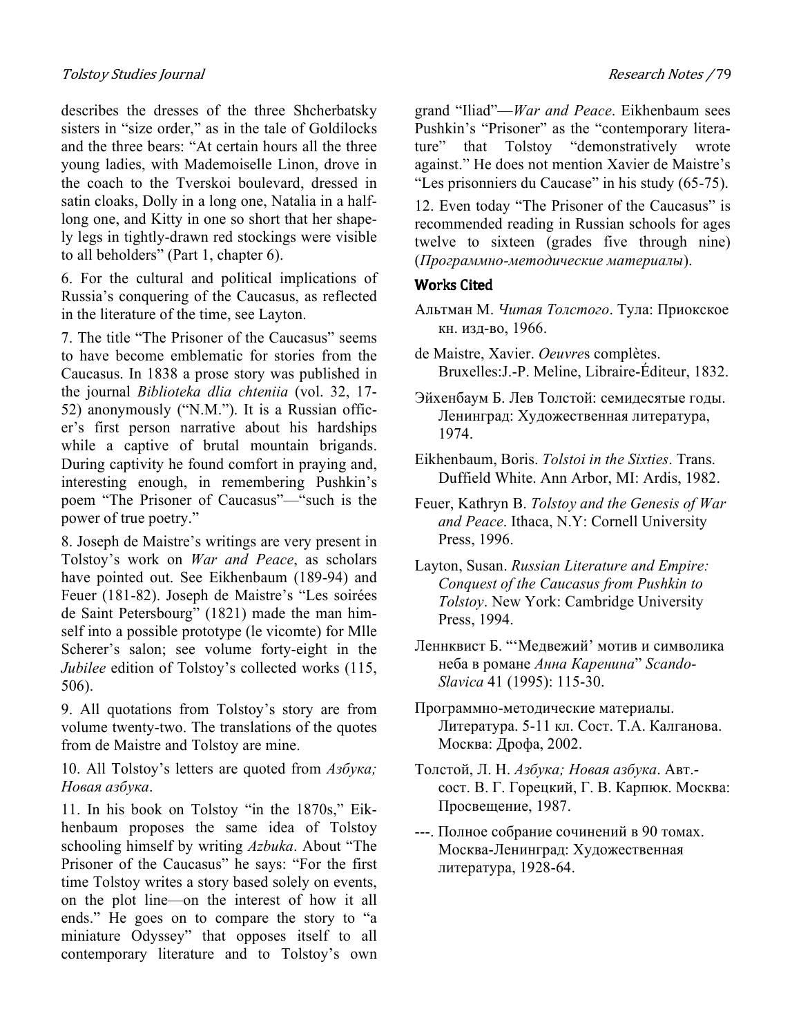describes the dresses of the three Shcherbatsky sisters in "size order," as in the tale of Goldilocks and the three bears: "At certain hours all the three young ladies, with Mademoiselle Linon, drove in the coach to the Tverskoi boulevard, dressed in satin cloaks, Dolly in a long one, Natalia in a half-long one, and Kitty in one so short that her shapely legs in tightly-drawn red stockings were visible to all beholders" (Part 1, chapter 6).

6. For the cultural and political implications of Russia's conquering of the Caucasus, as reflected in the literature of the time, see Layton.

7. The title "The Prisoner of the Caucasus" seems to have become emblematic for stories from the Caucasus. In 1838 a prose story was published in the journal *Biblioteka dlia chteniia* (vol. 32, 17-52) anonymously ("N.M."). It is a Russian officer's first person narrative about his hardships while a captive of brutal mountain brigands. During captivity he found comfort in praying and, interesting enough, in remembering Pushkin's poem "The Prisoner of Caucasus"—"such is the power of true poetry."

8. Joseph de Maistre's writings are very present in Tolstoy's work on *War and Peace*, as scholars have pointed out. See Eikhenbaum (189-94) and Feuer (181-82). Joseph de Maistre's "Les soirées de Saint Petersbourg" (1821) made the man himself into a possible prototype (le vicomte) for Mlle Scherer's salon; see volume forty-eight in the *Jubilee* edition of Tolstoy's collected works (115, 506).

9. All quotations from Tolstoy's story are from volume twenty-two. The translations of the quotes from de Maistre and Tolstoy are mine.

10. All Tolstoy's letters are quoted from *Азбука; Новая азбука*.

11. In his book on Tolstoy "in the 1870s," Eikhenbaum proposes the same idea of Tolstoy schooling himself by writing *Azbuka*. About "The Prisoner of the Caucasus" he says: "For the first time Tolstoy writes a story based solely on events, on the plot line—on the interest of how it all ends." He goes on to compare the story to "a miniature Odyssey" that opposes itself to all contemporary literature and to Tolstoy's own grand "Iliad"—*War and Peace*. Eikhenbaum sees Pushkin's "Prisoner" as the "contemporary literature" that Tolstoy "demonstratively wrote against." He does not mention Xavier de Maistre's "Les prisonniers du Caucase" in his study (65-75).

12. Even today "The Prisoner of the Caucasus" is recommended reading in Russian schools for ages twelve to sixteen (grades five through nine) (*Программно-методические материалы*).

## Works Cited

Альтман М. *Читая Толстого*. Тула: Приокское кн. изд-во, 1966.

de Maistre, Xavier. *Oeuvres* complètes. Bruxelles:J.-P. Meline, Libraire-Éditeur, 1832.

Эйхенбаум Б. Лев Толстой: семидесятые годы. Ленинград: Художественная литература, 1974.

Eikhenbaum, Boris. *Tolstoi in the Sixties*. Trans. Duffield White. Ann Arbor, MI: Ardis, 1982.

Feuer, Kathryn B. *Tolstoy and the Genesis of War and Peace*. Ithaca, N.Y: Cornell University Press, 1996.

Layton, Susan. *Russian Literature and Empire: Conquest of the Caucasus from Pushkin to Tolstoy*. New York: Cambridge University Press, 1994.

Леннквист Б. "'Медвежий' мотив и символика неба в романе *Анна Каренина*" *Scando-Slavica* 41 (1995): 115-30.

Программно-методические материалы. Литература. 5-11 кл. Сост. Т.А. Калганова. Москва: Дрофа, 2002.

Толстой, Л. Н. *Азбука; Новая азбука*. Авт.-сост. В. Г. Горецкий, Г. В. Карпюк. Москва: Просвещение, 1987.

---. Полное собрание сочинений в 90 томах. Москва-Ленинград: Художественная литература, 1928-64.